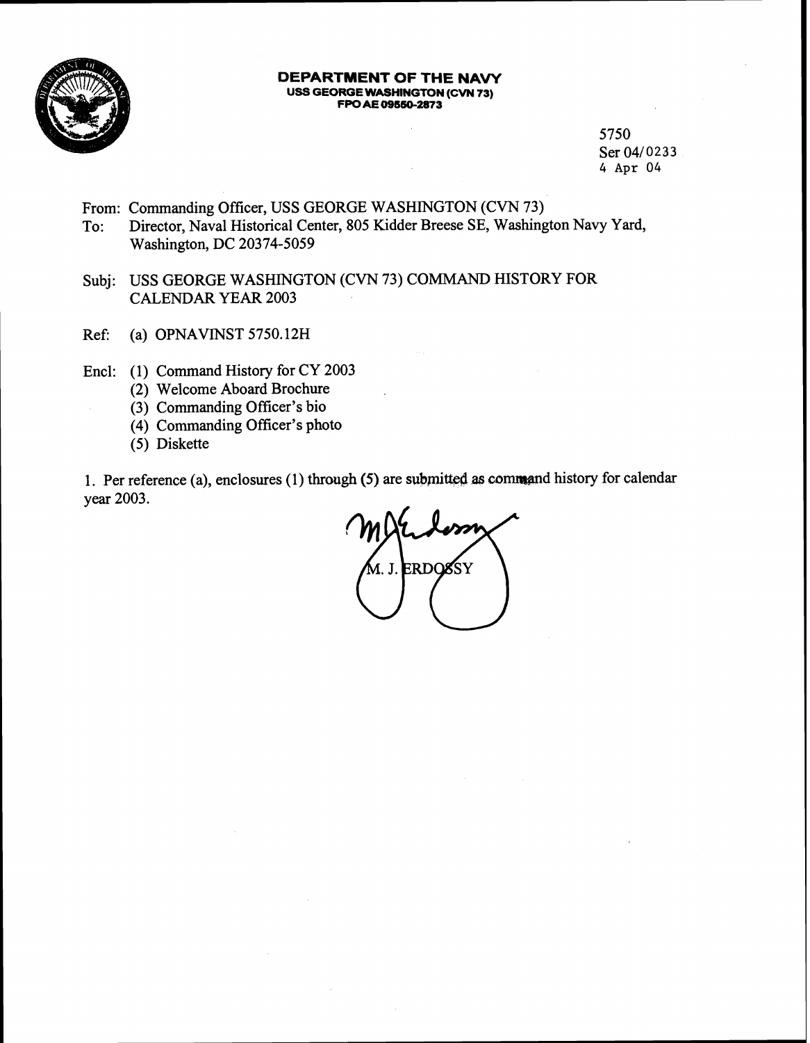**DEPARTMENT OF THE NAVY**
**USS GEORGE WASHINGTON (CVN 73)**
**FPO AE 09550-2873**

5750
Ser 04/0233
4 Apr 04

From: Commanding Officer, USS GEORGE WASHINGTON (CVN 73)
To: Director, Naval Historical Center, 805 Kidder Breese SE, Washington Navy Yard, Washington, DC 20374-5059

Subj: USS GEORGE WASHINGTON (CVN 73) COMMAND HISTORY FOR CALENDAR YEAR 2003

Ref: (a) OPNAVINST 5750.12H

Encl: (1) Command History for CY 2003
(2) Welcome Aboard Brochure
(3) Commanding Officer's bio
(4) Commanding Officer's photo
(5) Diskette

1. Per reference (a), enclosures (1) through (5) are submitted as command history for calendar year 2003.

M. J. ERDOSSY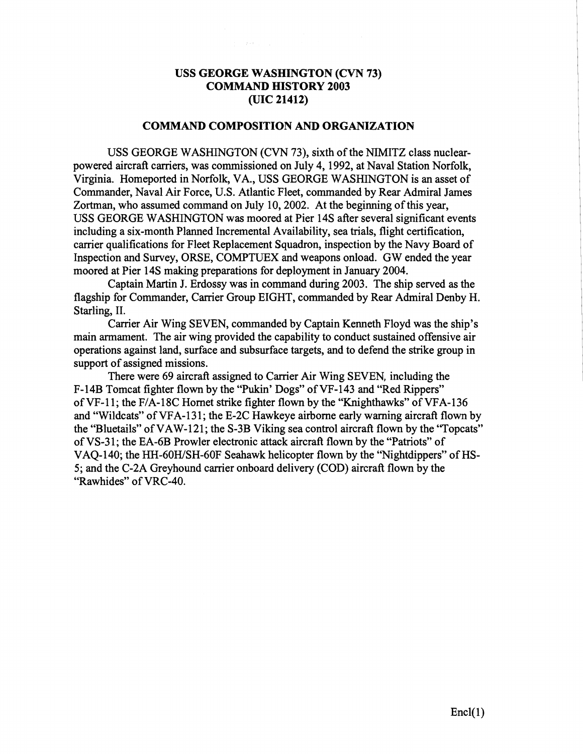**USS GEORGE WASHINGTON (CVN 73)**
**COMMAND HISTORY 2003**
**(UIC 21412)**

## COMMAND COMPOSITION AND ORGANIZATION

USS GEORGE WASHINGTON (CVN 73), sixth of the NIMITZ class nuclear-powered aircraft carriers, was commissioned on July 4, 1992, at Naval Station Norfolk, Virginia. Homeported in Norfolk, VA., USS GEORGE WASHINGTON is an asset of Commander, Naval Air Force, U.S. Atlantic Fleet, commanded by Rear Admiral James Zortman, who assumed command on July 10, 2002. At the beginning of this year, USS GEORGE WASHINGTON was moored at Pier 14S after several significant events including a six-month Planned Incremental Availability, sea trials, flight certification, carrier qualifications for Fleet Replacement Squadron, inspection by the Navy Board of Inspection and Survey, ORSE, COMPTUEX and weapons onload. GW ended the year moored at Pier 14S making preparations for deployment in January 2004.

Captain Martin J. Erdossy was in command during 2003. The ship served as the flagship for Commander, Carrier Group EIGHT, commanded by Rear Admiral Denby H. Starling, II.

Carrier Air Wing SEVEN, commanded by Captain Kenneth Floyd was the ship's main armament. The air wing provided the capability to conduct sustained offensive air operations against land, surface and subsurface targets, and to defend the strike group in support of assigned missions.

There were 69 aircraft assigned to Carrier Air Wing SEVEN, including the F-14B Tomcat fighter flown by the "Pukin' Dogs" of VF-143 and "Red Rippers" of VF-11; the F/A-18C Hornet strike fighter flown by the "Knighthawks" of VFA-136 and "Wildcats" of VFA-131; the E-2C Hawkeye airborne early warning aircraft flown by the "Bluetails" of VAW-121; the S-3B Viking sea control aircraft flown by the "Topcats" of VS-31; the EA-6B Prowler electronic attack aircraft flown by the "Patriots" of VAQ-140; the HH-60H/SH-60F Seahawk helicopter flown by the "Nightdippers" of HS-5; and the C-2A Greyhound carrier onboard delivery (COD) aircraft flown by the "Rawhides" of VRC-40.

Encl(1)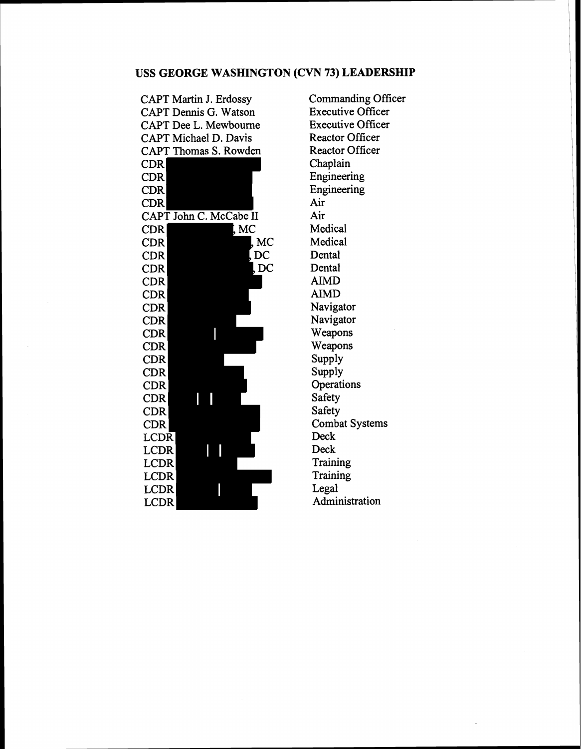## USS GEORGE WASHINGTON (CVN 73) LEADERSHIP

| | |
|---|---|
| CAPT Martin J. Erdossy | Commanding Officer |
| CAPT Dennis G. Watson | Executive Officer |
| CAPT Dee L. Mewbourne | Executive Officer |
| CAPT Michael D. Davis | Reactor Officer |
| CAPT Thomas S. Rowden | Reactor Officer |
| CDR [redacted] | Chaplain |
| CDR [redacted] | Engineering |
| CDR [redacted] | Engineering |
| CDR [redacted] | Air |
| CAPT John C. McCabe II | Air |
| CDR [redacted], MC | Medical |
| CDR [redacted], MC | Medical |
| CDR [redacted], DC | Dental |
| CDR [redacted], DC | Dental |
| CDR [redacted] | AIMD |
| CDR [redacted] | AIMD |
| CDR [redacted] | Navigator |
| CDR [redacted] | Navigator |
| CDR [redacted] | Weapons |
| CDR [redacted] | Weapons |
| CDR [redacted] | Supply |
| CDR [redacted] | Supply |
| CDR [redacted] | Operations |
| CDR [redacted] | Safety |
| CDR [redacted] | Safety |
| CDR [redacted] | Combat Systems |
| LCDR [redacted] | Deck |
| LCDR [redacted] | Deck |
| LCDR [redacted] | Training |
| LCDR [redacted] | Training |
| LCDR [redacted] | Legal |
| LCDR [redacted] | Administration |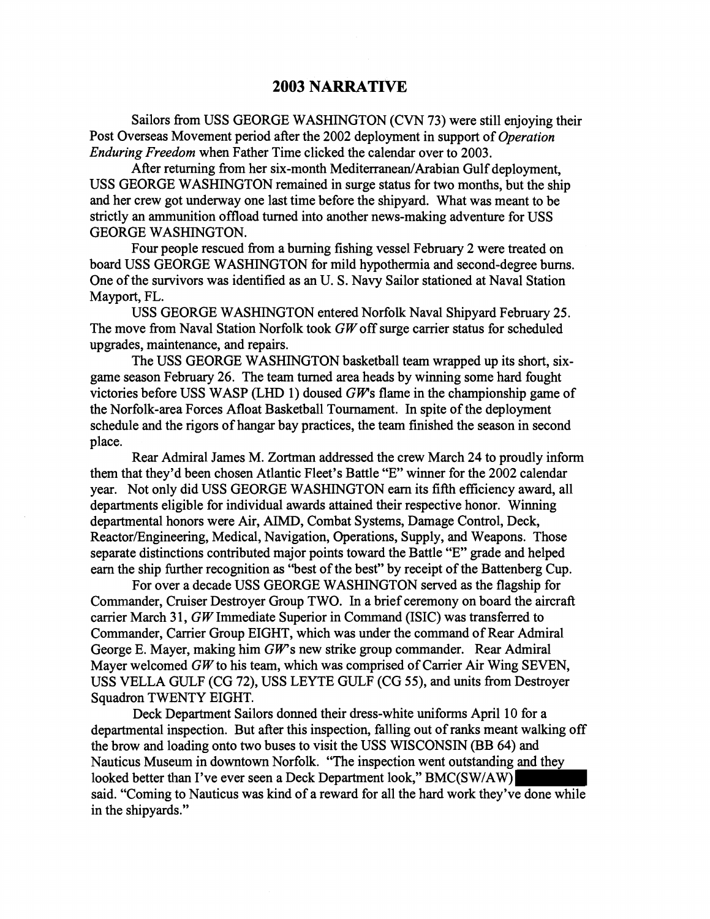## 2003 NARRATIVE

Sailors from USS GEORGE WASHINGTON (CVN 73) were still enjoying their Post Overseas Movement period after the 2002 deployment in support of *Operation Enduring Freedom* when Father Time clicked the calendar over to 2003.

After returning from her six-month Mediterranean/Arabian Gulf deployment, USS GEORGE WASHINGTON remained in surge status for two months, but the ship and her crew got underway one last time before the shipyard. What was meant to be strictly an ammunition offload turned into another news-making adventure for USS GEORGE WASHINGTON.

Four people rescued from a burning fishing vessel February 2 were treated on board USS GEORGE WASHINGTON for mild hypothermia and second-degree burns. One of the survivors was identified as an U. S. Navy Sailor stationed at Naval Station Mayport, FL.

USS GEORGE WASHINGTON entered Norfolk Naval Shipyard February 25. The move from Naval Station Norfolk took *GW* off surge carrier status for scheduled upgrades, maintenance, and repairs.

The USS GEORGE WASHINGTON basketball team wrapped up its short, six-game season February 26. The team turned area heads by winning some hard fought victories before USS WASP (LHD 1) doused *GW*'s flame in the championship game of the Norfolk-area Forces Afloat Basketball Tournament. In spite of the deployment schedule and the rigors of hangar bay practices, the team finished the season in second place.

Rear Admiral James M. Zortman addressed the crew March 24 to proudly inform them that they'd been chosen Atlantic Fleet's Battle "E" winner for the 2002 calendar year. Not only did USS GEORGE WASHINGTON earn its fifth efficiency award, all departments eligible for individual awards attained their respective honor. Winning departmental honors were Air, AIMD, Combat Systems, Damage Control, Deck, Reactor/Engineering, Medical, Navigation, Operations, Supply, and Weapons. Those separate distinctions contributed major points toward the Battle "E" grade and helped earn the ship further recognition as "best of the best" by receipt of the Battenberg Cup.

For over a decade USS GEORGE WASHINGTON served as the flagship for Commander, Cruiser Destroyer Group TWO. In a brief ceremony on board the aircraft carrier March 31, *GW* Immediate Superior in Command (ISIC) was transferred to Commander, Carrier Group EIGHT, which was under the command of Rear Admiral George E. Mayer, making him *GW*'s new strike group commander. Rear Admiral Mayer welcomed *GW* to his team, which was comprised of Carrier Air Wing SEVEN, USS VELLA GULF (CG 72), USS LEYTE GULF (CG 55), and units from Destroyer Squadron TWENTY EIGHT.

Deck Department Sailors donned their dress-white uniforms April 10 for a departmental inspection. But after this inspection, falling out of ranks meant walking off the brow and loading onto two buses to visit the USS WISCONSIN (BB 64) and Nauticus Museum in downtown Norfolk. "The inspection went outstanding and they looked better than I've ever seen a Deck Department look," BMC(SW/AW) [REDACTED] said. "Coming to Nauticus was kind of a reward for all the hard work they've done while in the shipyards."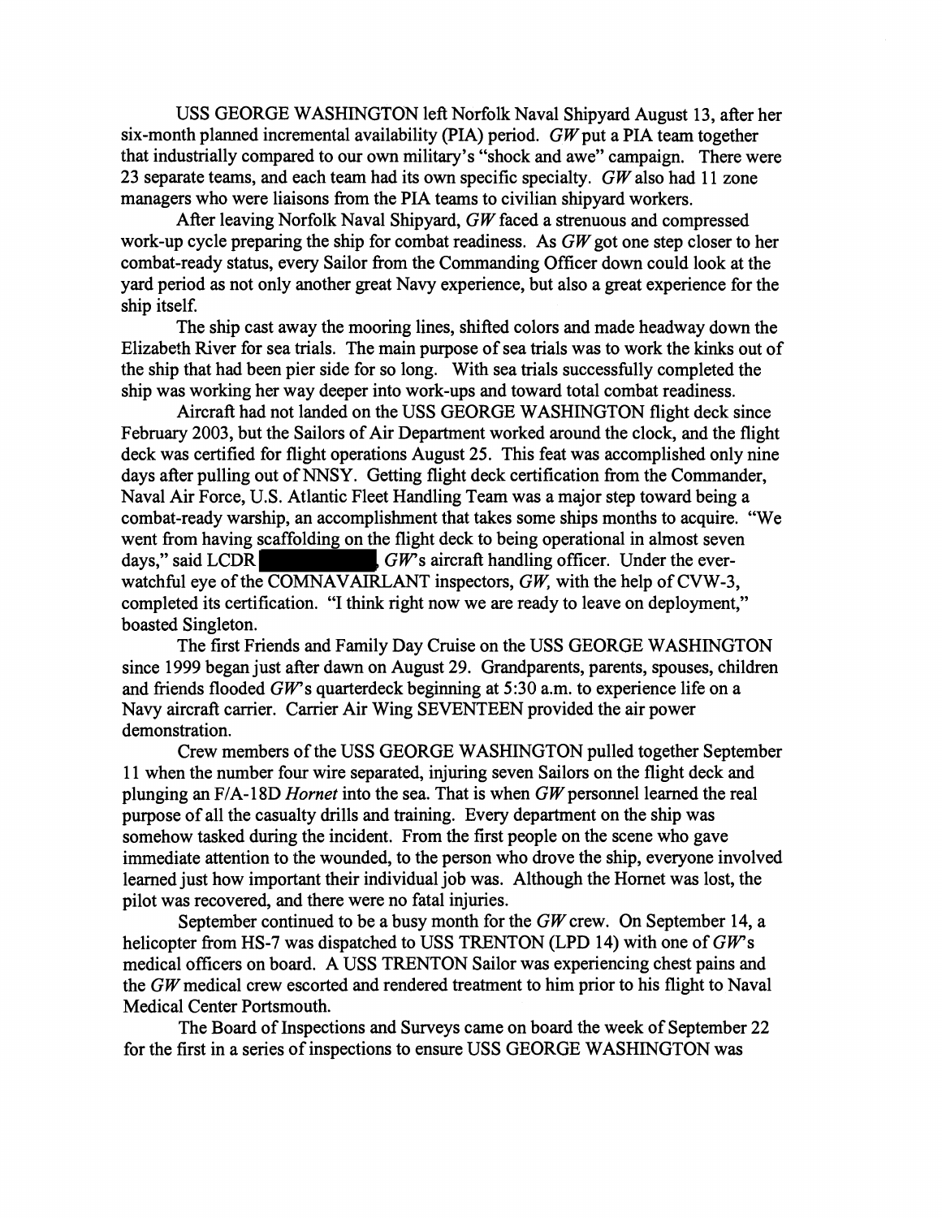USS GEORGE WASHINGTON left Norfolk Naval Shipyard August 13, after her six-month planned incremental availability (PIA) period. *GW* put a PIA team together that industrially compared to our own military's "shock and awe" campaign. There were 23 separate teams, and each team had its own specific specialty. *GW* also had 11 zone managers who were liaisons from the PIA teams to civilian shipyard workers.

After leaving Norfolk Naval Shipyard, *GW* faced a strenuous and compressed work-up cycle preparing the ship for combat readiness. As *GW* got one step closer to her combat-ready status, every Sailor from the Commanding Officer down could look at the yard period as not only another great Navy experience, but also a great experience for the ship itself.

The ship cast away the mooring lines, shifted colors and made headway down the Elizabeth River for sea trials. The main purpose of sea trials was to work the kinks out of the ship that had been pier side for so long. With sea trials successfully completed the ship was working her way deeper into work-ups and toward total combat readiness.

Aircraft had not landed on the USS GEORGE WASHINGTON flight deck since February 2003, but the Sailors of Air Department worked around the clock, and the flight deck was certified for flight operations August 25. This feat was accomplished only nine days after pulling out of NNSY. Getting flight deck certification from the Commander, Naval Air Force, U.S. Atlantic Fleet Handling Team was a major step toward being a combat-ready warship, an accomplishment that takes some ships months to acquire. "We went from having scaffolding on the flight deck to being operational in almost seven days," said LCDR [REDACTED], *GW*'s aircraft handling officer. Under the ever-watchful eye of the COMNAVAIRLANT inspectors, *GW*, with the help of CVW-3, completed its certification. "I think right now we are ready to leave on deployment," boasted Singleton.

The first Friends and Family Day Cruise on the USS GEORGE WASHINGTON since 1999 began just after dawn on August 29. Grandparents, parents, spouses, children and friends flooded *GW*'s quarterdeck beginning at 5:30 a.m. to experience life on a Navy aircraft carrier. Carrier Air Wing SEVENTEEN provided the air power demonstration.

Crew members of the USS GEORGE WASHINGTON pulled together September 11 when the number four wire separated, injuring seven Sailors on the flight deck and plunging an F/A-18D *Hornet* into the sea. That is when *GW* personnel learned the real purpose of all the casualty drills and training. Every department on the ship was somehow tasked during the incident. From the first people on the scene who gave immediate attention to the wounded, to the person who drove the ship, everyone involved learned just how important their individual job was. Although the Hornet was lost, the pilot was recovered, and there were no fatal injuries.

September continued to be a busy month for the *GW* crew. On September 14, a helicopter from HS-7 was dispatched to USS TRENTON (LPD 14) with one of *GW*'s medical officers on board. A USS TRENTON Sailor was experiencing chest pains and the *GW* medical crew escorted and rendered treatment to him prior to his flight to Naval Medical Center Portsmouth.

The Board of Inspections and Surveys came on board the week of September 22 for the first in a series of inspections to ensure USS GEORGE WASHINGTON was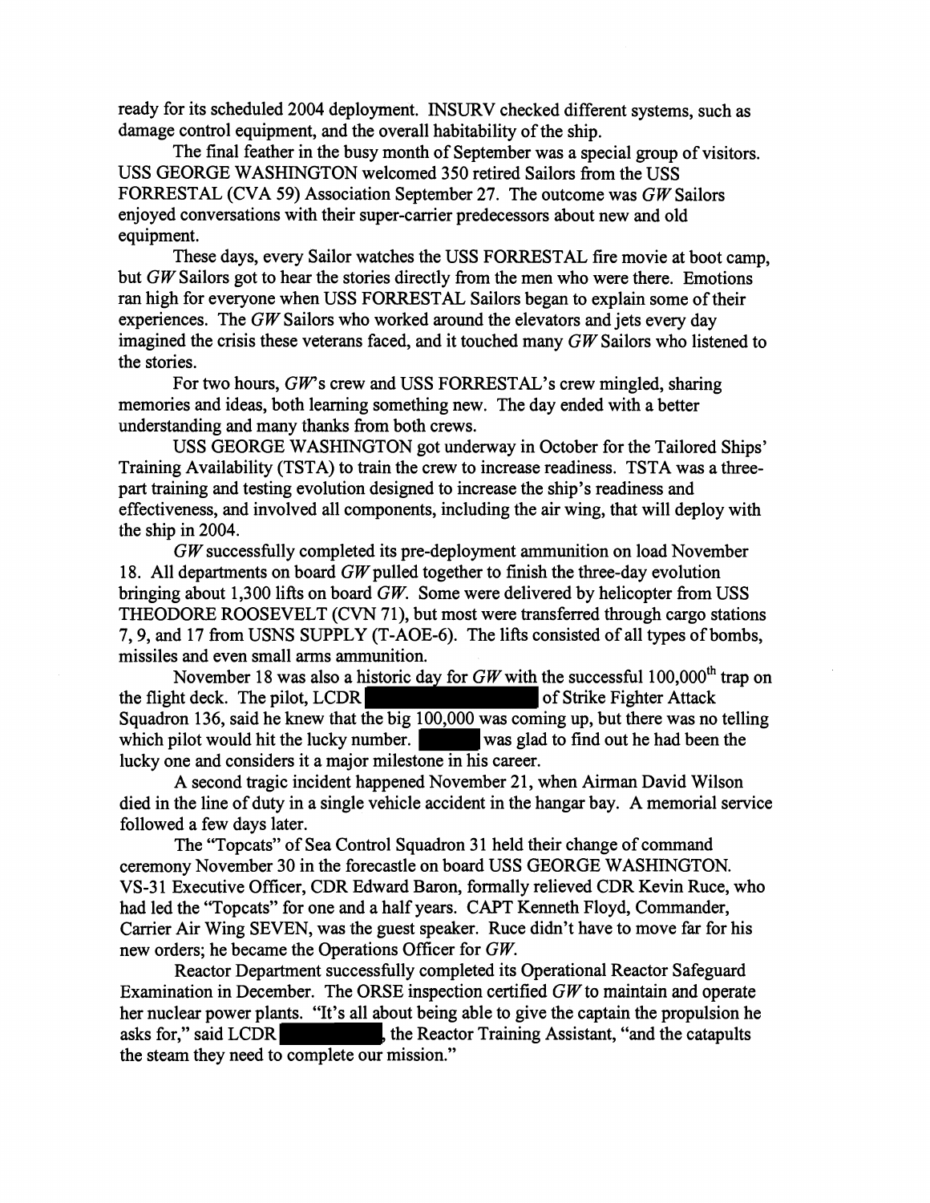ready for its scheduled 2004 deployment. INSURV checked different systems, such as damage control equipment, and the overall habitability of the ship.

The final feather in the busy month of September was a special group of visitors. USS GEORGE WASHINGTON welcomed 350 retired Sailors from the USS FORRESTAL (CVA 59) Association September 27. The outcome was *GW* Sailors enjoyed conversations with their super-carrier predecessors about new and old equipment.

These days, every Sailor watches the USS FORRESTAL fire movie at boot camp, but *GW* Sailors got to hear the stories directly from the men who were there. Emotions ran high for everyone when USS FORRESTAL Sailors began to explain some of their experiences. The *GW* Sailors who worked around the elevators and jets every day imagined the crisis these veterans faced, and it touched many *GW* Sailors who listened to the stories.

For two hours, *GW*'s crew and USS FORRESTAL's crew mingled, sharing memories and ideas, both learning something new. The day ended with a better understanding and many thanks from both crews.

USS GEORGE WASHINGTON got underway in October for the Tailored Ships' Training Availability (TSTA) to train the crew to increase readiness. TSTA was a three-part training and testing evolution designed to increase the ship's readiness and effectiveness, and involved all components, including the air wing, that will deploy with the ship in 2004.

*GW* successfully completed its pre-deployment ammunition on load November 18. All departments on board *GW* pulled together to finish the three-day evolution bringing about 1,300 lifts on board *GW*. Some were delivered by helicopter from USS THEODORE ROOSEVELT (CVN 71), but most were transferred through cargo stations 7, 9, and 17 from USNS SUPPLY (T-AOE-6). The lifts consisted of all types of bombs, missiles and even small arms ammunition.

November 18 was also a historic day for *GW* with the successful 100,000th trap on the flight deck. The pilot, LCDR [redacted] of Strike Fighter Attack Squadron 136, said he knew that the big 100,000 was coming up, but there was no telling which pilot would hit the lucky number. [redacted] was glad to find out he had been the lucky one and considers it a major milestone in his career.

A second tragic incident happened November 21, when Airman David Wilson died in the line of duty in a single vehicle accident in the hangar bay. A memorial service followed a few days later.

The "Topcats" of Sea Control Squadron 31 held their change of command ceremony November 30 in the forecastle on board USS GEORGE WASHINGTON. VS-31 Executive Officer, CDR Edward Baron, formally relieved CDR Kevin Ruce, who had led the "Topcats" for one and a half years. CAPT Kenneth Floyd, Commander, Carrier Air Wing SEVEN, was the guest speaker. Ruce didn't have to move far for his new orders; he became the Operations Officer for *GW*.

Reactor Department successfully completed its Operational Reactor Safeguard Examination in December. The ORSE inspection certified *GW* to maintain and operate her nuclear power plants. "It's all about being able to give the captain the propulsion he asks for," said LCDR [redacted], the Reactor Training Assistant, "and the catapults the steam they need to complete our mission."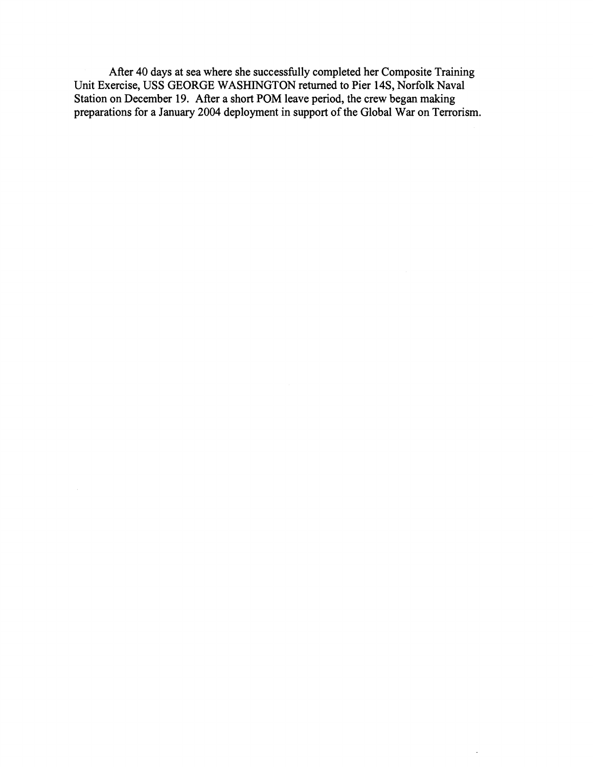After 40 days at sea where she successfully completed her Composite Training Unit Exercise, USS GEORGE WASHINGTON returned to Pier 14S, Norfolk Naval Station on December 19. After a short POM leave period, the crew began making preparations for a January 2004 deployment in support of the Global War on Terrorism.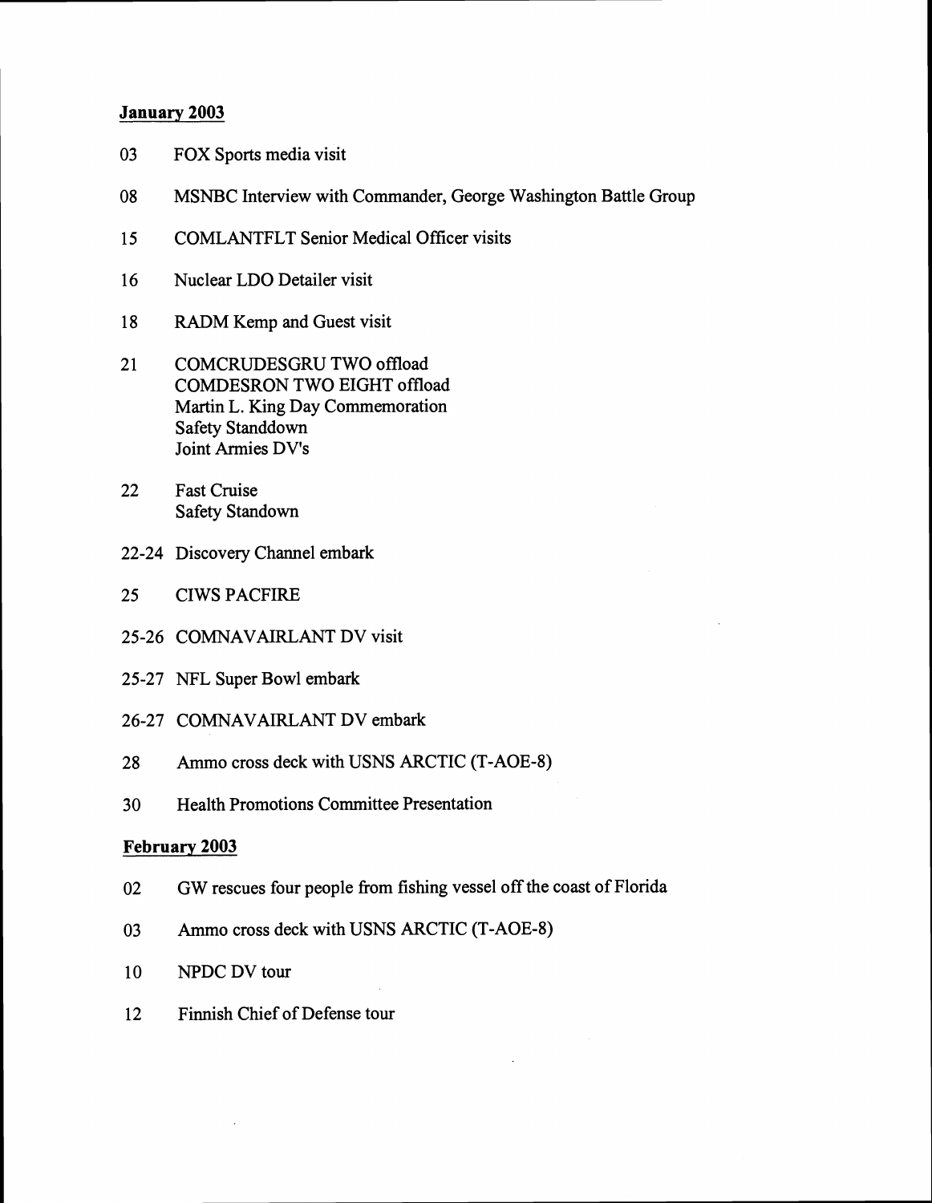**January 2003**

03 FOX Sports media visit

08 MSNBC Interview with Commander, George Washington Battle Group

15 COMLANTFLT Senior Medical Officer visits

16 Nuclear LDO Detailer visit

18 RADM Kemp and Guest visit

21 COMCRUDESGRU TWO offload
COMDESRON TWO EIGHT offload
Martin L. King Day Commemoration
Safety Standdown
Joint Armies DV's

22 Fast Cruise
Safety Standown

22-24 Discovery Channel embark

25 CIWS PACFIRE

25-26 COMNAVAIRLANT DV visit

25-27 NFL Super Bowl embark

26-27 COMNAVAIRLANT DV embark

28 Ammo cross deck with USNS ARCTIC (T-AOE-8)

30 Health Promotions Committee Presentation

**February 2003**

02 GW rescues four people from fishing vessel off the coast of Florida

03 Ammo cross deck with USNS ARCTIC (T-AOE-8)

10 NPDC DV tour

12 Finnish Chief of Defense tour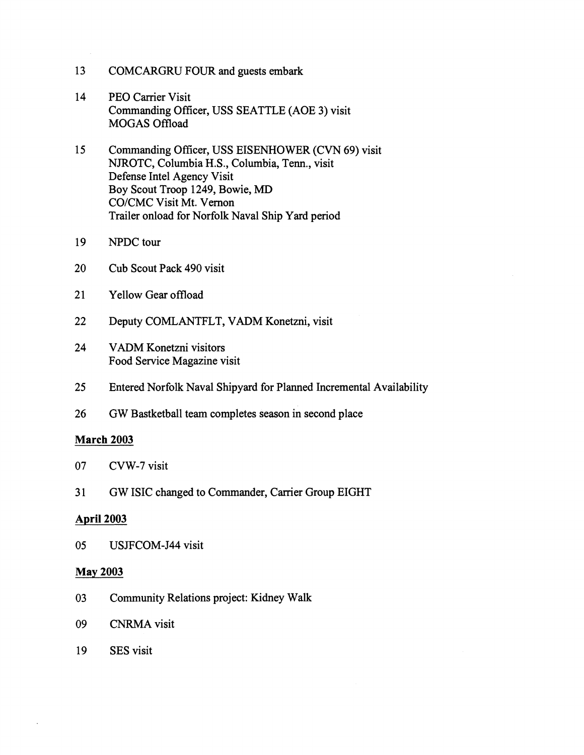13 COMCARGRU FOUR and guests embark

14 PEO Carrier Visit
Commanding Officer, USS SEATTLE (AOE 3) visit
MOGAS Offload

15 Commanding Officer, USS EISENHOWER (CVN 69) visit
NJROTC, Columbia H.S., Columbia, Tenn., visit
Defense Intel Agency Visit
Boy Scout Troop 1249, Bowie, MD
CO/CMC Visit Mt. Vernon
Trailer onload for Norfolk Naval Ship Yard period

19 NPDC tour

20 Cub Scout Pack 490 visit

21 Yellow Gear offload

22 Deputy COMLANTFLT, VADM Konetzni, visit

24 VADM Konetzni visitors
Food Service Magazine visit

25 Entered Norfolk Naval Shipyard for Planned Incremental Availability

26 GW Bastketball team completes season in second place

**March 2003**

07 CVW-7 visit

31 GW ISIC changed to Commander, Carrier Group EIGHT

**April 2003**

05 USJFCOM-J44 visit

**May 2003**

03 Community Relations project: Kidney Walk

09 CNRMA visit

19 SES visit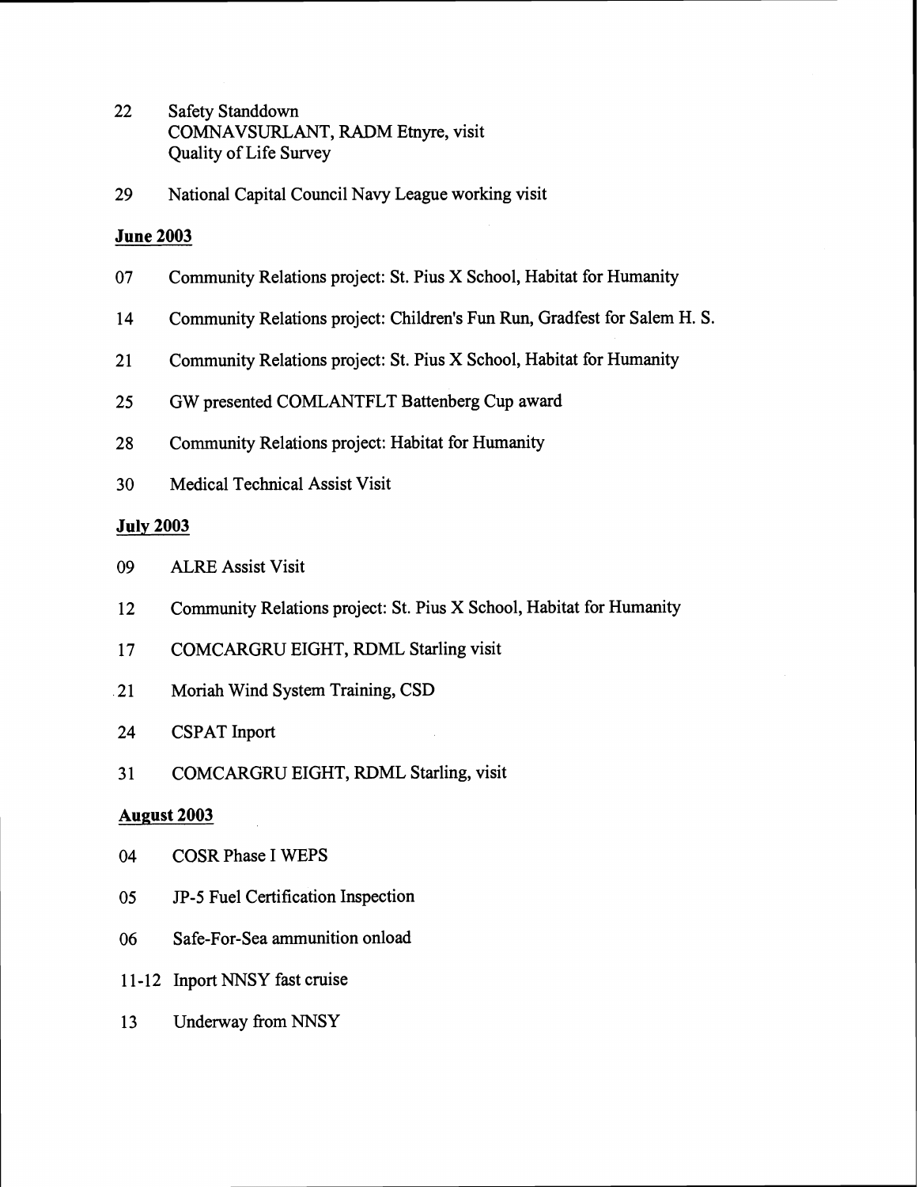22 Safety Standdown
COMNAVSURLANT, RADM Etnyre, visit
Quality of Life Survey

29 National Capital Council Navy League working visit

**June 2003**

07 Community Relations project: St. Pius X School, Habitat for Humanity

14 Community Relations project: Children's Fun Run, Gradfest for Salem H. S.

21 Community Relations project: St. Pius X School, Habitat for Humanity

25 GW presented COMLANTFLT Battenberg Cup award

28 Community Relations project: Habitat for Humanity

30 Medical Technical Assist Visit

**July 2003**

09 ALRE Assist Visit

12 Community Relations project: St. Pius X School, Habitat for Humanity

17 COMCARGRU EIGHT, RDML Starling visit

21 Moriah Wind System Training, CSD

24 CSPAT Inport

31 COMCARGRU EIGHT, RDML Starling, visit

**August 2003**

04 COSR Phase I WEPS

05 JP-5 Fuel Certification Inspection

06 Safe-For-Sea ammunition onload

11-12 Inport NNSY fast cruise

13 Underway from NNSY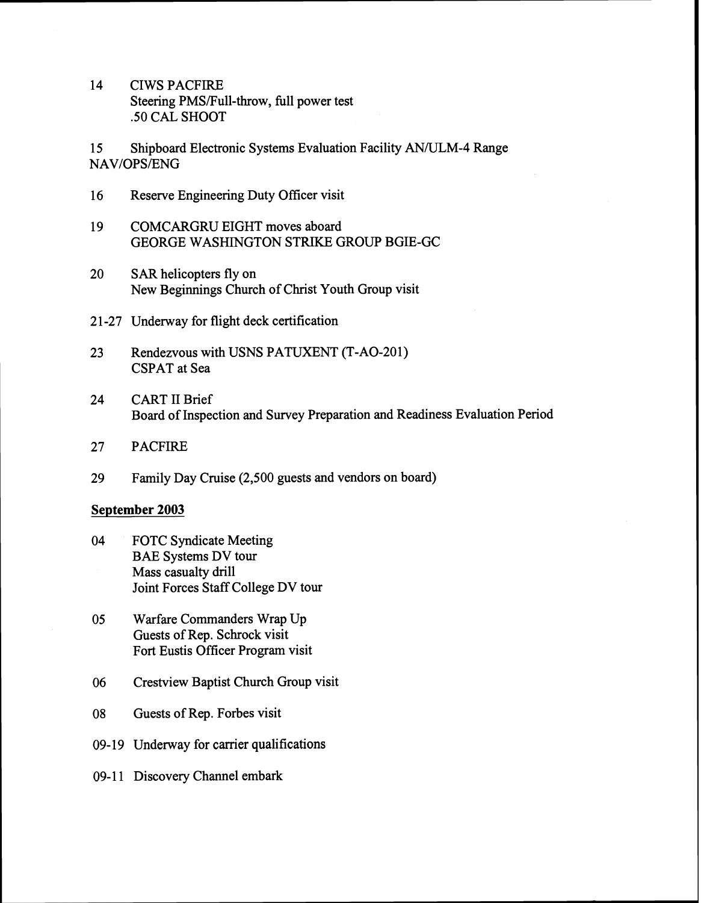14 CIWS PACFIRE
Steering PMS/Full-throw, full power test
.50 CAL SHOOT

15 Shipboard Electronic Systems Evaluation Facility AN/ULM-4 Range NAV/OPS/ENG

16 Reserve Engineering Duty Officer visit

19 COMCARGRU EIGHT moves aboard
GEORGE WASHINGTON STRIKE GROUP BGIE-GC

20 SAR helicopters fly on
New Beginnings Church of Christ Youth Group visit

21-27 Underway for flight deck certification

23 Rendezvous with USNS PATUXENT (T-AO-201)
CSPAT at Sea

24 CART II Brief
Board of Inspection and Survey Preparation and Readiness Evaluation Period

27 PACFIRE

29 Family Day Cruise (2,500 guests and vendors on board)

**September 2003**

04 FOTC Syndicate Meeting
BAE Systems DV tour
Mass casualty drill
Joint Forces Staff College DV tour

05 Warfare Commanders Wrap Up
Guests of Rep. Schrock visit
Fort Eustis Officer Program visit

06 Crestview Baptist Church Group visit

08 Guests of Rep. Forbes visit

09-19 Underway for carrier qualifications

09-11 Discovery Channel embark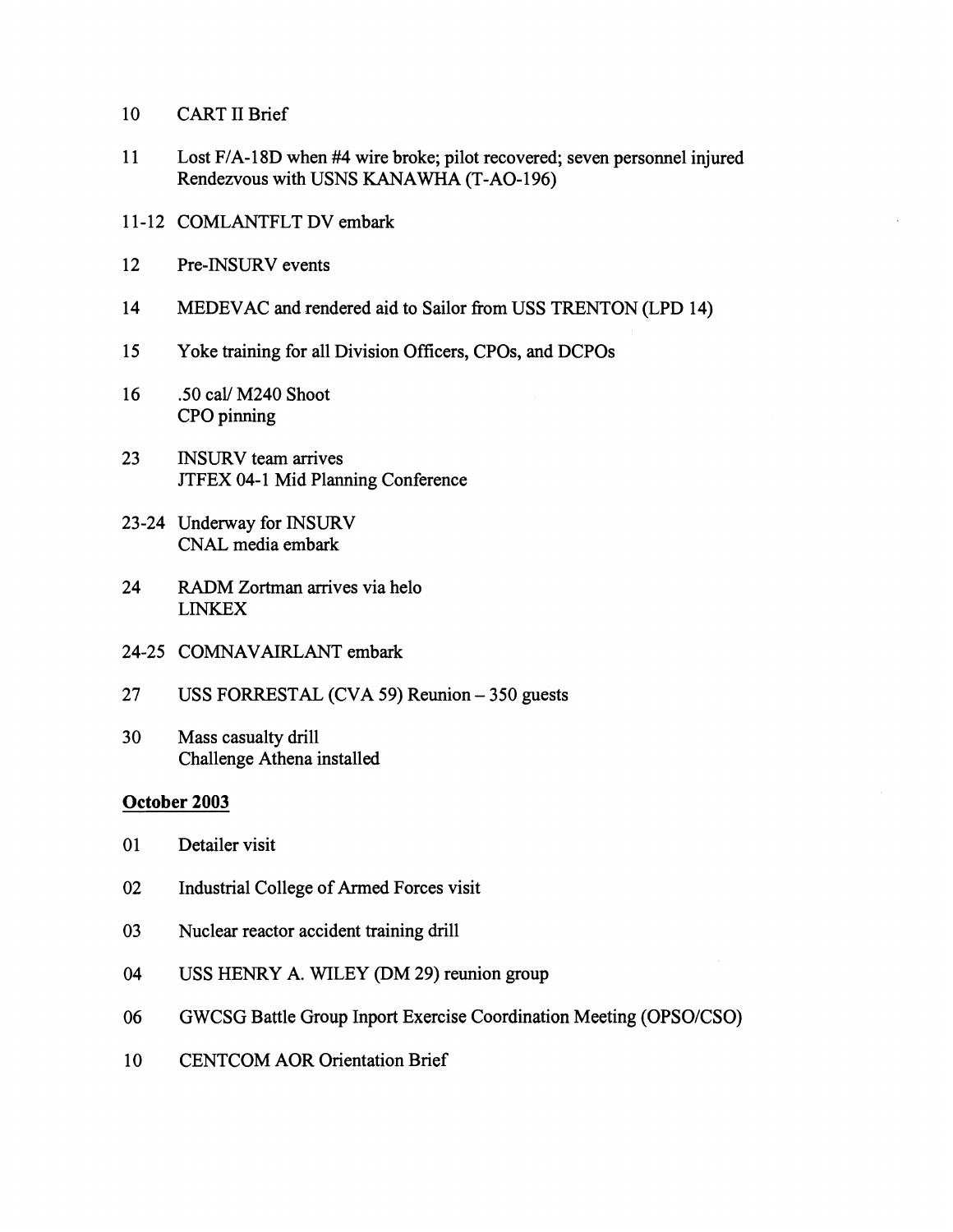10 CART II Brief

11 Lost F/A-18D when #4 wire broke; pilot recovered; seven personnel injured
Rendezvous with USNS KANAWHA (T-AO-196)

11-12 COMLANTFLT DV embark

12 Pre-INSURV events

14 MEDEVAC and rendered aid to Sailor from USS TRENTON (LPD 14)

15 Yoke training for all Division Officers, CPOs, and DCPOs

16 .50 cal/ M240 Shoot
CPO pinning

23 INSURV team arrives
JTFEX 04-1 Mid Planning Conference

23-24 Underway for INSURV
CNAL media embark

24 RADM Zortman arrives via helo
LINKEX

24-25 COMNAVAIRLANT embark

27 USS FORRESTAL (CVA 59) Reunion – 350 guests

30 Mass casualty drill
Challenge Athena installed

**October 2003**

01 Detailer visit

02 Industrial College of Armed Forces visit

03 Nuclear reactor accident training drill

04 USS HENRY A. WILEY (DM 29) reunion group

06 GWCSG Battle Group Inport Exercise Coordination Meeting (OPSO/CSO)

10 CENTCOM AOR Orientation Brief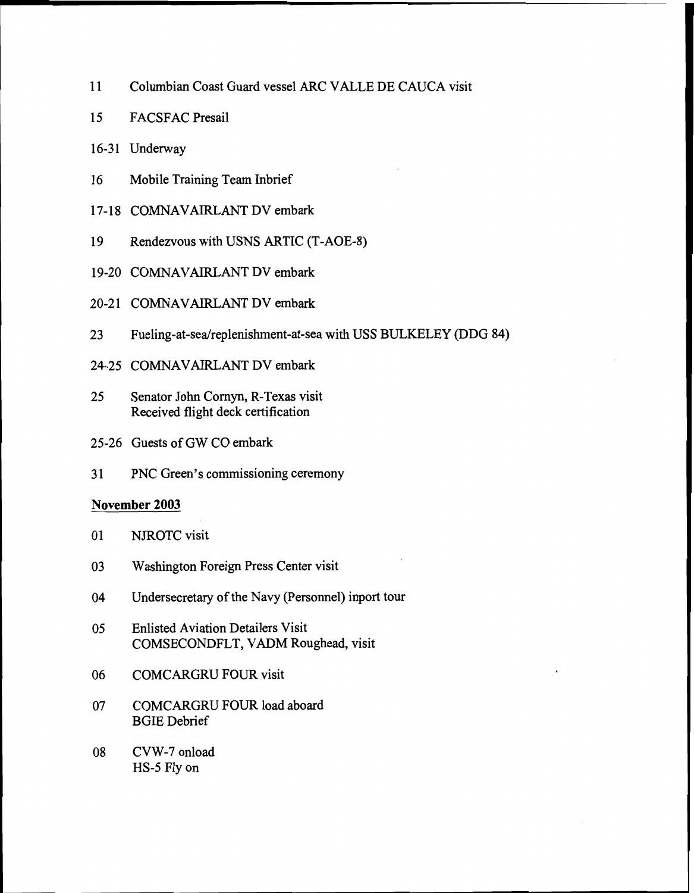11 Columbian Coast Guard vessel ARC VALLE DE CAUCA visit

15 FACSFAC Presail

16-31 Underway

16 Mobile Training Team Inbrief

17-18 COMNAVAIRLANT DV embark

19 Rendezvous with USNS ARTIC (T-AOE-8)

19-20 COMNAVAIRLANT DV embark

20-21 COMNAVAIRLANT DV embark

23 Fueling-at-sea/replenishment-at-sea with USS BULKELEY (DDG 84)

24-25 COMNAVAIRLANT DV embark

25 Senator John Cornyn, R-Texas visit
Received flight deck certification

25-26 Guests of GW CO embark

31 PNC Green's commissioning ceremony

**<u>November 2003</u>**

01 NJROTC visit

03 Washington Foreign Press Center visit

04 Undersecretary of the Navy (Personnel) inport tour

05 Enlisted Aviation Detailers Visit
COMSECONDFLT, VADM Roughead, visit

06 COMCARGRU FOUR visit

07 COMCARGRU FOUR load aboard
BGIE Debrief

08 CVW-7 onload
HS-5 Fly on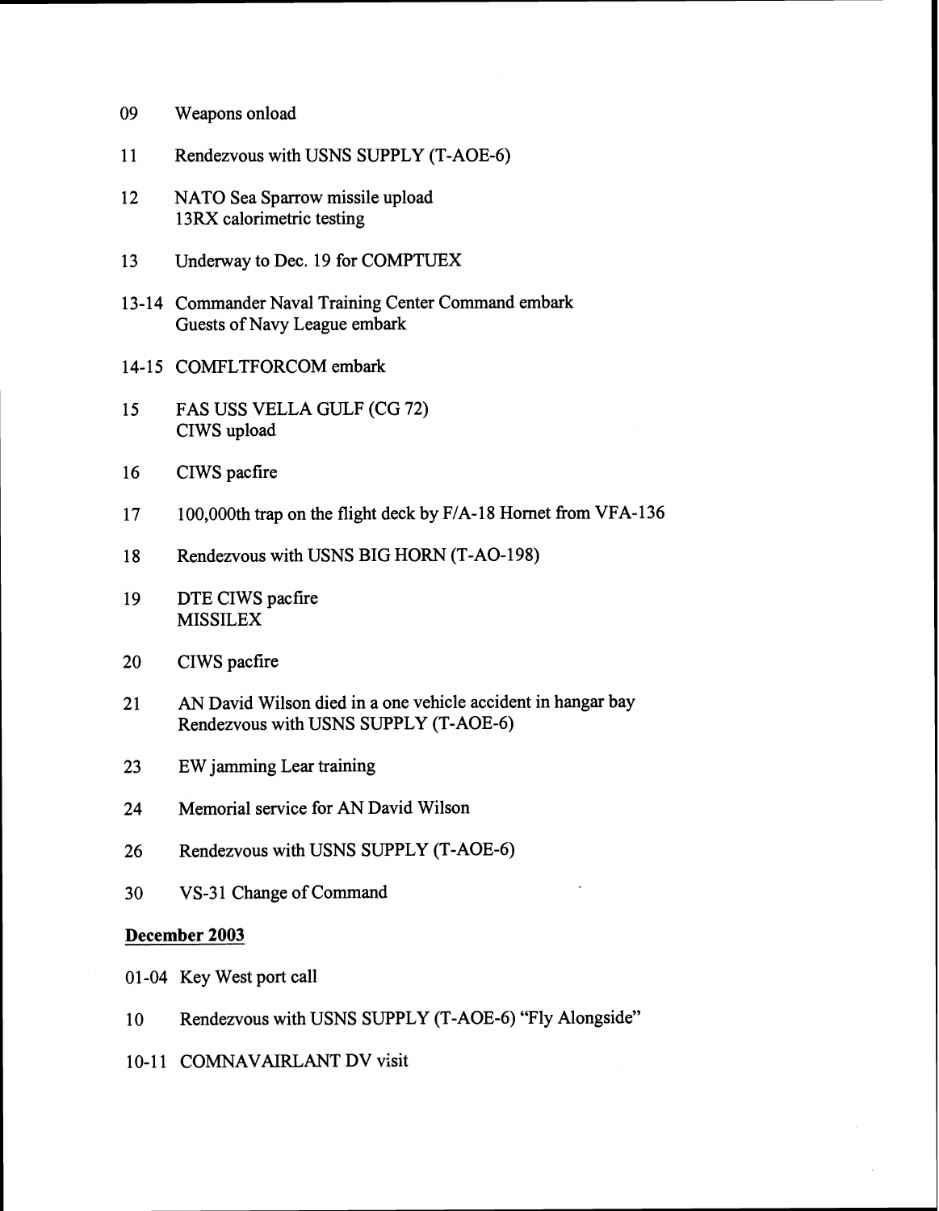09 Weapons onload

11 Rendezvous with USNS SUPPLY (T-AOE-6)

12 NATO Sea Sparrow missile upload
13RX calorimetric testing

13 Underway to Dec. 19 for COMPTUEX

13-14 Commander Naval Training Center Command embark
Guests of Navy League embark

14-15 COMFLTFORCOM embark

15 FAS USS VELLA GULF (CG 72)
CIWS upload

16 CIWS pacfire

17 100,000th trap on the flight deck by F/A-18 Hornet from VFA-136

18 Rendezvous with USNS BIG HORN (T-AO-198)

19 DTE CIWS pacfire
MISSILEX

20 CIWS pacfire

21 AN David Wilson died in a one vehicle accident in hangar bay
Rendezvous with USNS SUPPLY (T-AOE-6)

23 EW jamming Lear training

24 Memorial service for AN David Wilson

26 Rendezvous with USNS SUPPLY (T-AOE-6)

30 VS-31 Change of Command

**December 2003**

01-04 Key West port call

10 Rendezvous with USNS SUPPLY (T-AOE-6) "Fly Alongside"

10-11 COMNAVAIRLANT DV visit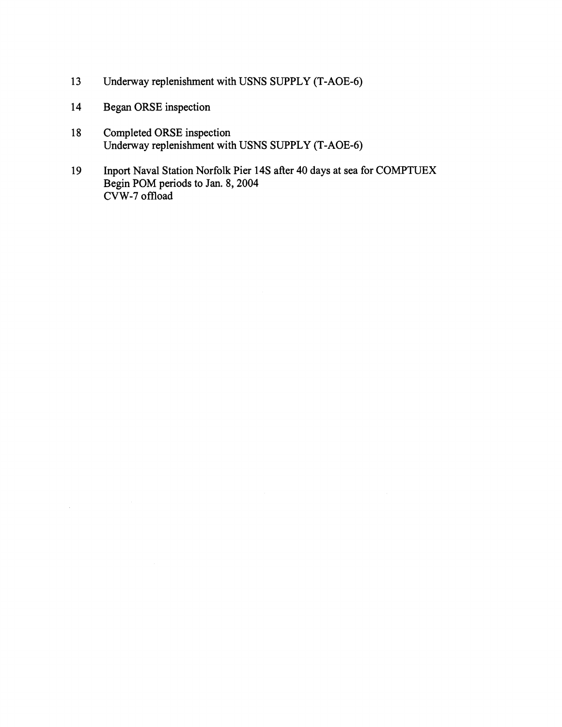13 Underway replenishment with USNS SUPPLY (T-AOE-6)

14 Began ORSE inspection

18 Completed ORSE inspection
Underway replenishment with USNS SUPPLY (T-AOE-6)

19 Inport Naval Station Norfolk Pier 14S after 40 days at sea for COMPTUEX
Begin POM periods to Jan. 8, 2004
CVW-7 offload